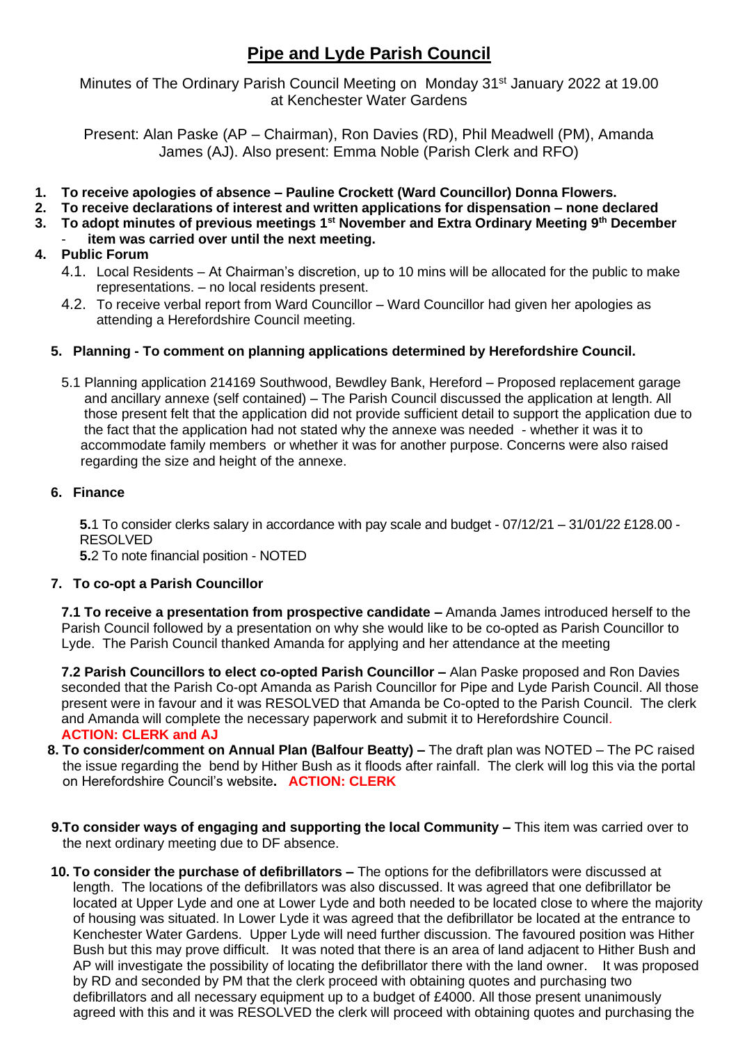# Pipe and Lyde Parish Council

Minutes of The Ordinary Parish Council Meeting on Monday 31st January 2022 at 19.00 at Kenchester Water Gardens

Present: Alan Paske (AP – Chairman), Ron Davies (RD), Phil Meadwell (PM), Amanda James (AJ). Also present: Emma Noble (Parish Clerk and RFO)

1. **To receive apologies of absence – Pauline Crockett (Ward Councillor) Donna Flowers.**
2. **To receive declarations of interest and written applications for dispensation – none declared**
3. **To adopt minutes of previous meetings 1st November and Extra Ordinary Meeting 9th December**
   - **item was carried over until the next meeting.**
4. **Public Forum**
   - 4.1. Local Residents – At Chairman's discretion, up to 10 mins will be allocated for the public to make representations. – no local residents present.
   - 4.2. To receive verbal report from Ward Councillor – Ward Councillor had given her apologies as attending a Herefordshire Council meeting.

5. **Planning - To comment on planning applications determined by Herefordshire Council.**

   5.1 Planning application 214169 Southwood, Bewdley Bank, Hereford – Proposed replacement garage and ancillary annexe (self contained) – The Parish Council discussed the application at length. All those present felt that the application did not provide sufficient detail to support the application due to the fact that the application had not stated why the annexe was needed - whether it was it to accommodate family members or whether it was for another purpose. Concerns were also raised regarding the size and height of the annexe.

6. **Finance**

   **5.**1 To consider clerks salary in accordance with pay scale and budget - 07/12/21 – 31/01/22 £128.00 - RESOLVED

   **5.**2 To note financial position - NOTED

7. **To co-opt a Parish Councillor**

   **7.1 To receive a presentation from prospective candidate –** Amanda James introduced herself to the Parish Council followed by a presentation on why she would like to be co-opted as Parish Councillor to Lyde. The Parish Council thanked Amanda for applying and her attendance at the meeting

   **7.2 Parish Councillors to elect co-opted Parish Councillor –** Alan Paske proposed and Ron Davies seconded that the Parish Co-opt Amanda as Parish Councillor for Pipe and Lyde Parish Council. All those present were in favour and it was RESOLVED that Amanda be Co-opted to the Parish Council. The clerk and Amanda will complete the necessary paperwork and submit it to Herefordshire Council.
   **ACTION: CLERK and AJ**

8. **To consider/comment on Annual Plan (Balfour Beatty) –** The draft plan was NOTED – The PC raised the issue regarding the bend by Hither Bush as it floods after rainfall. The clerk will log this via the portal on Herefordshire Council's website**. ACTION: CLERK**

9. **To consider ways of engaging and supporting the local Community –** This item was carried over to the next ordinary meeting due to DF absence.

10. **To consider the purchase of defibrillators –** The options for the defibrillators were discussed at length. The locations of the defibrillators was also discussed. It was agreed that one defibrillator be located at Upper Lyde and one at Lower Lyde and both needed to be located close to where the majority of housing was situated. In Lower Lyde it was agreed that the defibrillator be located at the entrance to Kenchester Water Gardens. Upper Lyde will need further discussion. The favoured position was Hither Bush but this may prove difficult. It was noted that there is an area of land adjacent to Hither Bush and AP will investigate the possibility of locating the defibrillator there with the land owner. It was proposed by RD and seconded by PM that the clerk proceed with obtaining quotes and purchasing two defibrillators and all necessary equipment up to a budget of £4000. All those present unanimously agreed with this and it was RESOLVED the clerk will proceed with obtaining quotes and purchasing the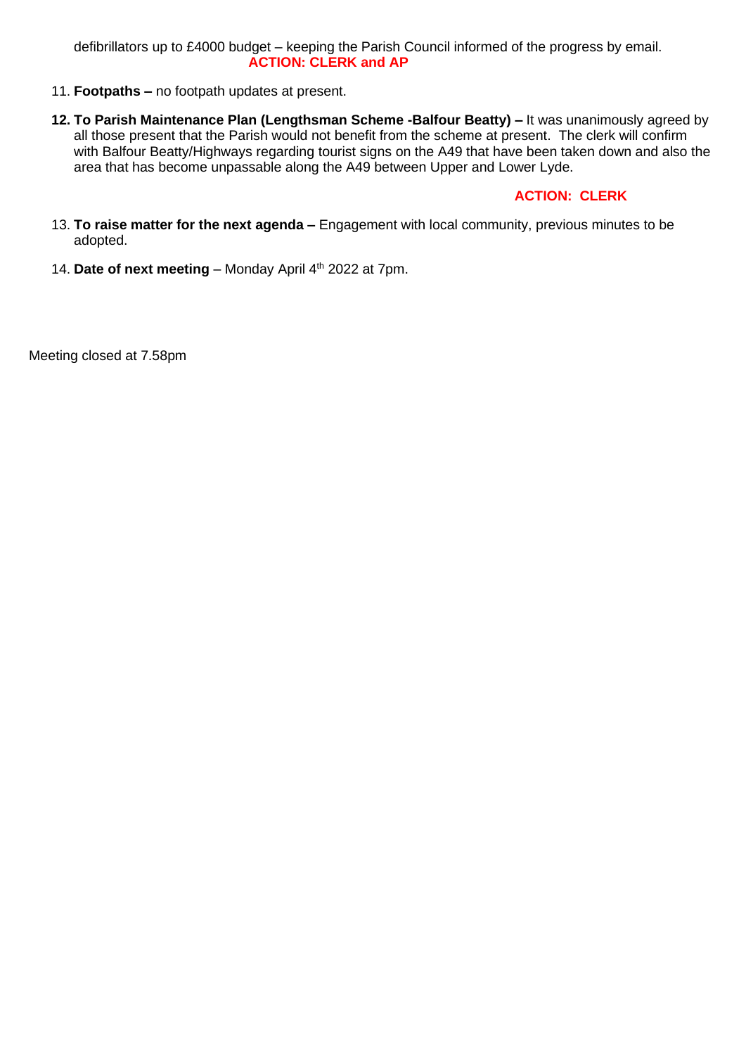defibrillators up to £4000 budget – keeping the Parish Council informed of the progress by email.
**ACTION: CLERK and AP**

11. **Footpaths –** no footpath updates at present.

12. **To Parish Maintenance Plan (Lengthsman Scheme -Balfour Beatty) –** It was unanimously agreed by all those present that the Parish would not benefit from the scheme at present. The clerk will confirm with Balfour Beatty/Highways regarding tourist signs on the A49 that have been taken down and also the area that has become unpassable along the A49 between Upper and Lower Lyde.

    **ACTION: CLERK**

13. **To raise matter for the next agenda –** Engagement with local community, previous minutes to be adopted.

14. **Date of next meeting** – Monday April 4th 2022 at 7pm.

Meeting closed at 7.58pm